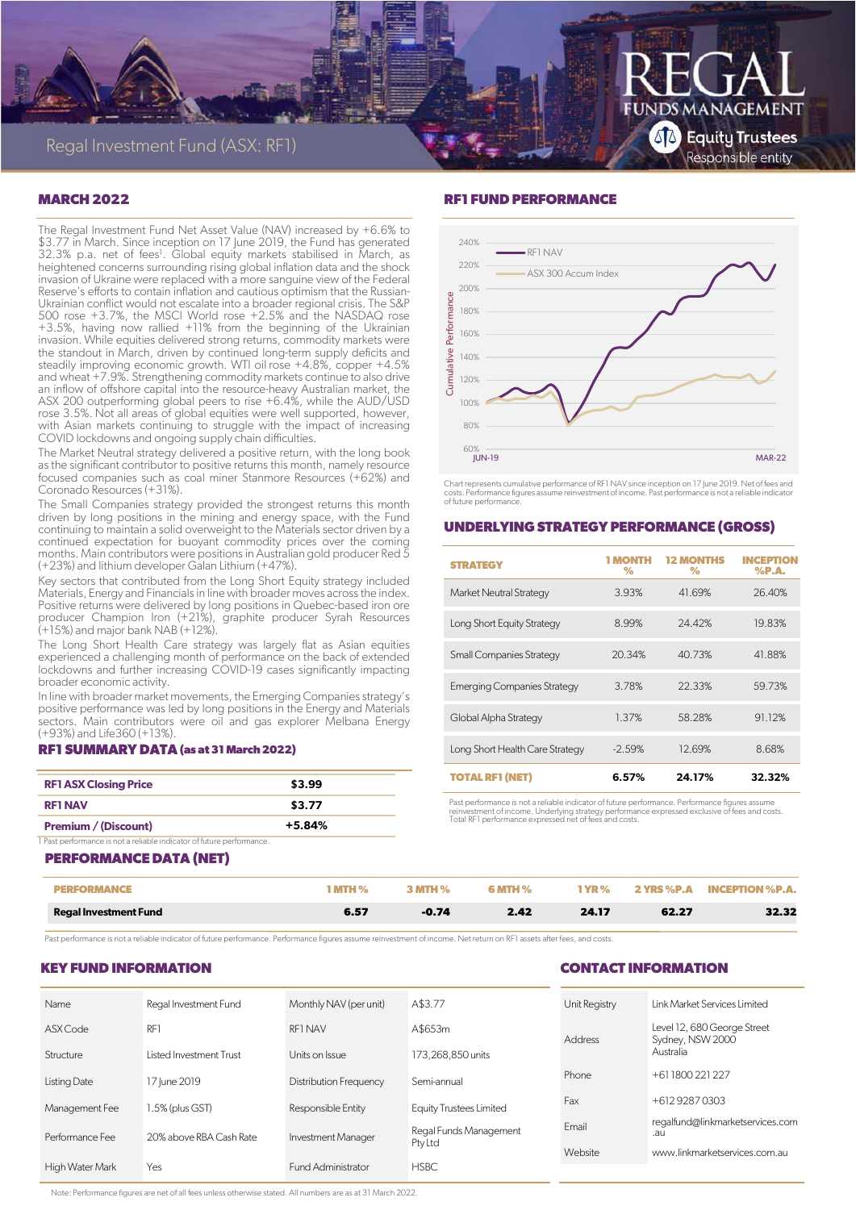# Regal Investment Fund (ASX: RF1)

REGAL FUNDS MANAGEMENT

Equity Trustees Responsible entity

## MARCH 2022

The Regal Investment Fund Net Asset Value (NAV) increased by +6.6% to $3.77 in March. Since inception on 17 June 2019, the Fund has generated 32.3% p.a. net of fees[1]. Global equity markets stabilised in March, as heightened concerns surrounding rising global inflation data and the shock invasion of Ukraine were replaced with a more sanguine view of the Federal Reserve's efforts to contain inflation and cautious optimism that the Russian-Ukrainian conflict would not escalate into a broader regional crisis. The S&P 500 rose +3.7%, the MSCI World rose +2.5% and the NASDAQ rose +3.5%, having now rallied +11% from the beginning of the Ukrainian invasion. While equities delivered strong returns, commodity markets were the standout in March, driven by continued long-term supply deficits and steadily improving economic growth. WTI oil rose +4.8%, copper +4.5% and wheat +7.9%. Strengthening commodity markets continue to also drive an inflow of offshore capital into the resource-heavy Australian market, the ASX 200 outperforming global peers to rise +6.4%, while the AUD/USD rose 3.5%. Not all areas of global equities were well supported, however, with Asian markets continuing to struggle with the impact of increasing COVID lockdowns and ongoing supply chain difficulties.

The Market Neutral strategy delivered a positive return, with the long book as the significant contributor to positive returns this month, namely resource focused companies such as coal miner Stanmore Resources (+62%) and Coronado Resources (+31%).

The Small Companies strategy provided the strongest returns this month driven by long positions in the mining and energy space, with the Fund continuing to maintain a solid overweight to the Materials sector driven by a continued expectation for buoyant commodity prices over the coming months. Main contributors were positions in Australian gold producer Red 5 (+23%) and lithium developer Galan Lithium (+47%).

Key sectors that contributed from the Long Short Equity strategy included Materials, Energy and Financials in line with broader moves across the index. Positive returns were delivered by long positions in Quebec-based iron ore producer Champion Iron (+21%), graphite producer Syrah Resources (+15%) and major bank NAB (+12%).

The Long Short Health Care strategy was largely flat as Asian equities experienced a challenging month of performance on the back of extended lockdowns and further increasing COVID-19 cases significantly impacting broader economic activity.

In line with broader market movements, the Emerging Companies strategy's positive performance was led by long positions in the Energy and Materials sectors. Main contributors were oil and gas explorer Melbana Energy (+93%) and Life360 (+13%).

## RF1 SUMMARY DATA (as at 31 March 2022)

| | |
|---|---|
| RF1 ASX Closing Price | $3.99 |
| RF1 NAV | $3.77 |
| Premium / (Discount) | +5.84% |

1 Past performance is not a reliable indicator of future performance.

## RF1 FUND PERFORMANCE

Chart represents cumulative performance of RF1 NAV since inception on 17 June 2019. Net of fees and costs. Performance figures assume reinvestment of income. Past performance is not a reliable indicator of future performance.

## UNDERLYING STRATEGY PERFORMANCE (GROSS)

| STRATEGY | 1 MONTH % | 12 MONTHS % | INCEPTION %P.A. |
|---|---|---|---|
| Market Neutral Strategy | 3.93% | 41.69% | 26.40% |
| Long Short Equity Strategy | 8.99% | 24.42% | 19.83% |
| Small Companies Strategy | 20.34% | 40.73% | 41.88% |
| Emerging Companies Strategy | 3.78% | 22.33% | 59.73% |
| Global Alpha Strategy | 1.37% | 58.28% | 91.12% |
| Long Short Health Care Strategy | -2.59% | 12.69% | 8.68% |
| **TOTAL RF1 (NET)** | **6.57%** | **24.17%** | **32.32%** |

Past performance is not a reliable indicator of future performance. Performance figures assume reinvestment of income. Underlying strategy performance expressed exclusive of fees and costs. Total RF1 performance expressed net of fees and costs.

## PERFORMANCE DATA (NET)

| PERFORMANCE | 1 MTH % | 3 MTH % | 6 MTH % | 1 YR % | 2 YRS %P.A | INCEPTION %P.A. |
|---|---|---|---|---|---|---|
| **Regal Investment Fund** | **6.57** | **-0.74** | **2.42** | **24.17** | **62.27** | **32.32** |

Past performance is not a reliable indicator of future performance. Performance figures assume reinvestment of income. Net return on RF1 assets after fees, and costs.

## KEY FUND INFORMATION

| | | | |
|---|---|---|---|
| Name | Regal Investment Fund | Monthly NAV (per unit) | A$3.77 |
| ASX Code | RF1 | RF1 NAV | A$653m |
| Structure | Listed Investment Trust | Units on Issue | 173,268,850 units |
| Listing Date | 17 June 2019 | Distribution Frequency | Semi-annual |
| Management Fee | 1.5% (plus GST) | Responsible Entity | Equity Trustees Limited |
| Performance Fee | 20% above RBA Cash Rate | Investment Manager | Regal Funds Management Pty Ltd |
| High Water Mark | Yes | Fund Administrator | HSBC |

## CONTACT INFORMATION

| | |
|---|---|
| Unit Registry | Link Market Services Limited |
| Address | Level 12, 680 George Street Sydney, NSW 2000 Australia |
| Phone | +61 1800 221 227 |
| Fax | +612 9287 0303 |
| Email | regalfund@linkmarketservices.com.au |
| Website | www.linkmarketservices.com.au |

Note: Performance figures are net of all fees unless otherwise stated. All numbers are as at 31 March 2022.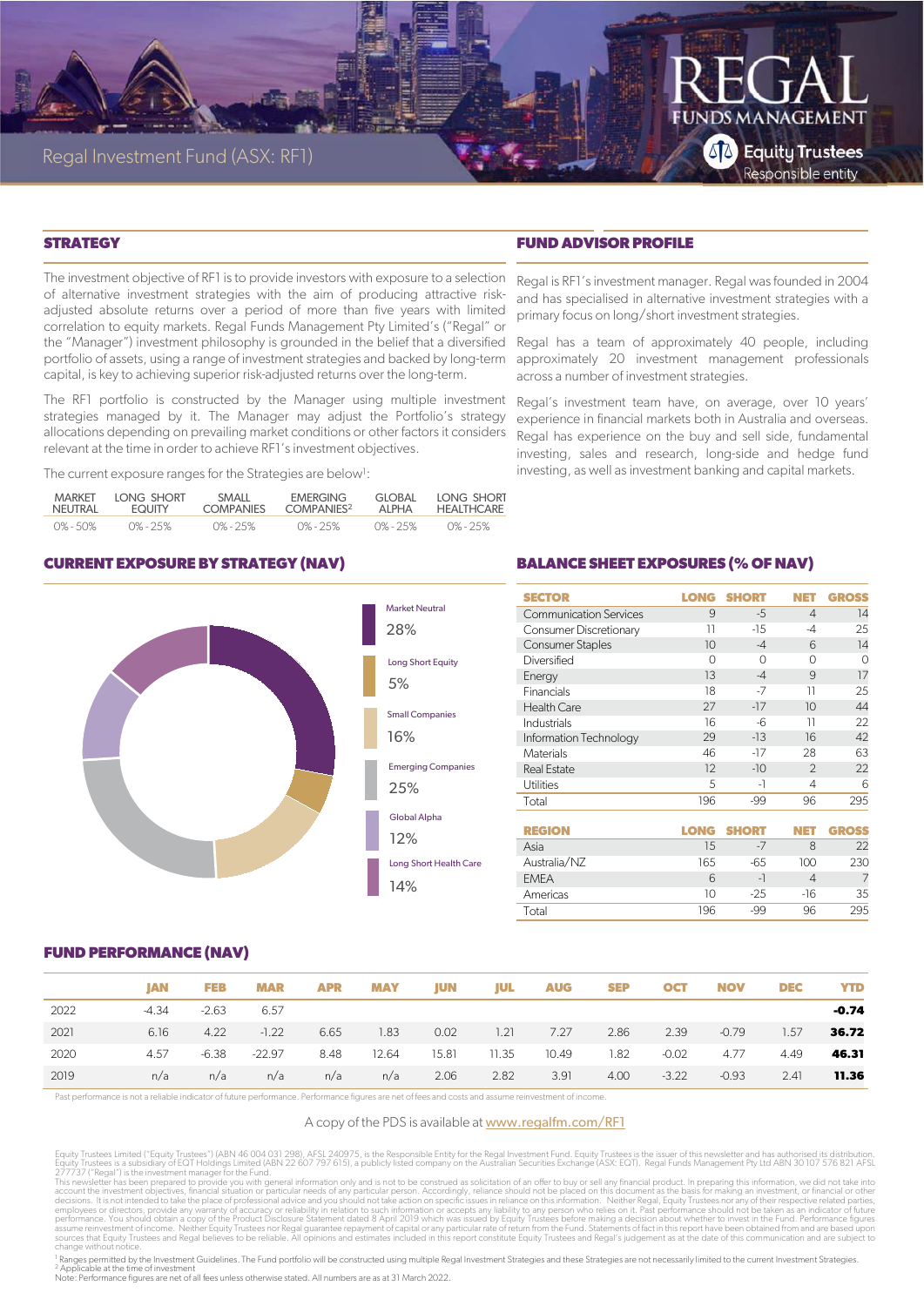Regal Investment Fund (ASX: RF1)

REGAL FUNDS MANAGEMENT

Equity Trustees Responsible entity

## STRATEGY

The investment objective of RF1 is to provide investors with exposure to a selection of alternative investment strategies with the aim of producing attractive risk-adjusted absolute returns over a period of more than five years with limited correlation to equity markets. Regal Funds Management Pty Limited's ("Regal" or the "Manager") investment philosophy is grounded in the belief that a diversified portfolio of assets, using a range of investment strategies and backed by long-term capital, is key to achieving superior risk-adjusted returns over the long-term.

The RF1 portfolio is constructed by the Manager using multiple investment strategies managed by it. The Manager may adjust the Portfolio's strategy allocations depending on prevailing market conditions or other factors it considers relevant at the time in order to achieve RF1's investment objectives.

The current exposure ranges for the Strategies are below[1]:

| MARKET NEUTRAL | LONG SHORT EQUITY | SMALL COMPANIES | EMERGING COMPANIES[2] | GLOBAL ALPHA | LONG SHORT HEALTHCARE |
|---|---|---|---|---|---|
| 0% - 50% | 0% - 25% | 0% - 25% | 0% - 25% | 0% - 25% | 0% - 25% |

## FUND ADVISOR PROFILE

Regal is RF1's investment manager. Regal was founded in 2004 and has specialised in alternative investment strategies with a primary focus on long/short investment strategies.

Regal has a team of approximately 40 people, including approximately 20 investment management professionals across a number of investment strategies.

Regal's investment team have, on average, over 10 years' experience in financial markets both in Australia and overseas. Regal has experience on the buy and sell side, fundamental investing, sales and research, long-side and hedge fund investing, as well as investment banking and capital markets.

## CURRENT EXPOSURE BY STRATEGY (NAV)

Market Neutral 28%
Long Short Equity 5%
Small Companies 16%
Emerging Companies 25%
Global Alpha 12%
Long Short Health Care 14%

## BALANCE SHEET EXPOSURES (% OF NAV)

| SECTOR | LONG | SHORT | NET | GROSS |
|---|---|---|---|---|
| Communication Services | 9 | -5 | 4 | 14 |
| Consumer Discretionary | 11 | -15 | -4 | 25 |
| Consumer Staples | 10 | -4 | 6 | 14 |
| Diversified | 0 | 0 | 0 | 0 |
| Energy | 13 | -4 | 9 | 17 |
| Financials | 18 | -7 | 11 | 25 |
| Health Care | 27 | -17 | 10 | 44 |
| Industrials | 16 | -6 | 11 | 22 |
| Information Technology | 29 | -13 | 16 | 42 |
| Materials | 46 | -17 | 28 | 63 |
| Real Estate | 12 | -10 | 2 | 22 |
| Utilities | 5 | -1 | 4 | 6 |
| Total | 196 | -99 | 96 | 295 |

| REGION | LONG | SHORT | NET | GROSS |
|---|---|---|---|---|
| Asia | 15 | -7 | 8 | 22 |
| Australia/NZ | 165 | -65 | 100 | 230 |
| EMEA | 6 | -1 | 4 | 7 |
| Americas | 10 | -25 | -16 | 35 |
| Total | 196 | -99 | 96 | 295 |

## FUND PERFORMANCE (NAV)

| | JAN | FEB | MAR | APR | MAY | JUN | JUL | AUG | SEP | OCT | NOV | DEC | YTD |
|---|---|---|---|---|---|---|---|---|---|---|---|---|---|
| 2022 | -4.34 | -2.63 | 6.57 | | | | | | | | | | **-0.74** |
| 2021 | 6.16 | 4.22 | -1.22 | 6.65 | 1.83 | 0.02 | 1.21 | 7.27 | 2.86 | 2.39 | -0.79 | 1.57 | **36.72** |
| 2020 | 4.57 | -6.38 | -22.97 | 8.48 | 12.64 | 15.81 | 11.35 | 10.49 | 1.82 | -0.02 | 4.77 | 4.49 | **46.31** |
| 2019 | n/a | n/a | n/a | n/a | n/a | 2.06 | 2.82 | 3.91 | 4.00 | -3.22 | -0.93 | 2.41 | **11.36** |

Past performance is not a reliable indicator of future performance. Performance figures are net of fees and costs and assume reinvestment of income.

A copy of the PDS is available at www.regalfm.com/RF1

Equity Trustees Limited ("Equity Trustees") (ABN 46 004 031 298), AFSL 240975, is the Responsible Entity for the Regal Investment Fund. Equity Trustees is the issuer of this newsletter and has authorised its distribution. Equity Trustees is a subsidiary of EQT Holdings Limited (ABN 22 607 797 615), a publicly listed company on the Australian Securities Exchange (ASX: EQT). Regal Funds Management Pty Ltd ABN 30 107 576 821 AFSL 277737 ("Regal") is the investment manager for the Fund.
This newsletter has been prepared to provide you with general information only and is not to be construed as solicitation of an offer to buy or sell any financial product. In preparing this information, we did not take into account the investment objectives, financial situation or particular needs of any particular person. Accordingly, reliance should not be placed on this document as the basis for making an investment, or financial or other decisions. It is not intended to take the place of professional advice and you should not take action on specific issues in reliance on this information. Neither Regal, Equity Trustees nor any of their respective related parties, employees or directors, provide any warranty of accuracy or reliability in relation to such information or accepts any liability to any person who relies on it. Past performance should not be taken as an indicator of future performance. You should obtain a copy of the Product Disclosure Statement dated 8 April 2019 which was issued by Equity Trustees before making a decision about whether to invest in the Fund. Performance figures assume reinvestment of income. Neither Equity Trustees nor Regal guarantee repayment of capital or any particular rate of return from the Fund. Statements of fact in this report have been obtained from and are based upon sources that Equity Trustees and Regal believes to be reliable. All opinions and estimates included in this report constitute Equity Trustees and Regal's judgement as at the date of this communication and are subject to change without notice.

[1] Ranges permitted by the Investment Guidelines. The Fund portfolio will be constructed using multiple Regal Investment Strategies and these Strategies are not necessarily limited to the current Investment Strategies.
[2] Applicable at the time of investment
Note: Performance figures are net of all fees unless otherwise stated. All numbers are as at 31 March 2022.